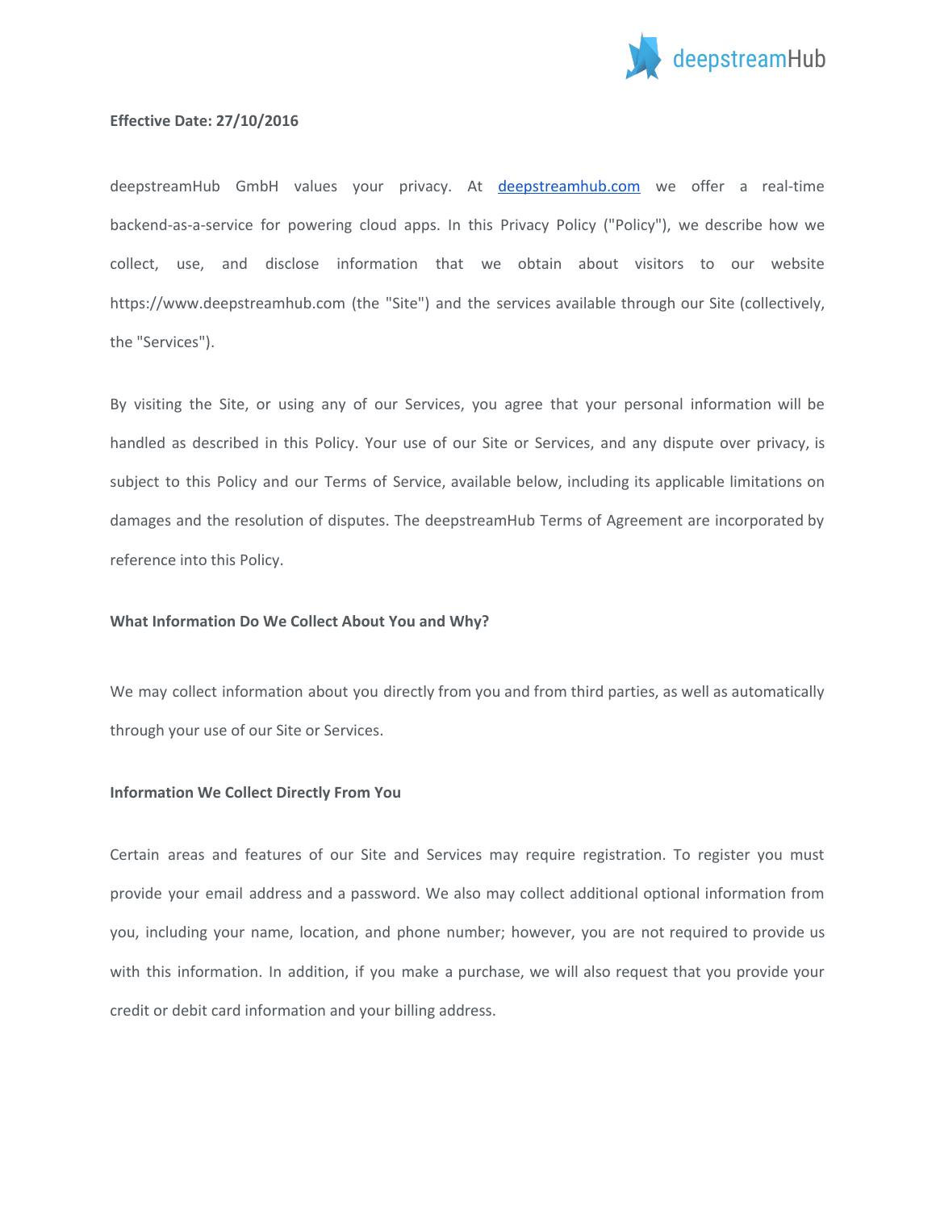**Effective Date: 27/10/2016**

deepstreamHub GmbH values your privacy. At [deepstreamhub.com](deepstreamhub.com) we offer a real-time backend-as-a-service for powering cloud apps. In this Privacy Policy ("Policy"), we describe how we collect, use, and disclose information that we obtain about visitors to our website https://www.deepstreamhub.com (the "Site") and the services available through our Site (collectively, the "Services").

By visiting the Site, or using any of our Services, you agree that your personal information will be handled as described in this Policy. Your use of our Site or Services, and any dispute over privacy, is subject to this Policy and our Terms of Service, available below, including its applicable limitations on damages and the resolution of disputes. The deepstreamHub Terms of Agreement are incorporated by reference into this Policy.

**What Information Do We Collect About You and Why?**

We may collect information about you directly from you and from third parties, as well as automatically through your use of our Site or Services.

**Information We Collect Directly From You**

Certain areas and features of our Site and Services may require registration. To register you must provide your email address and a password. We also may collect additional optional information from you, including your name, location, and phone number; however, you are not required to provide us with this information. In addition, if you make a purchase, we will also request that you provide your credit or debit card information and your billing address.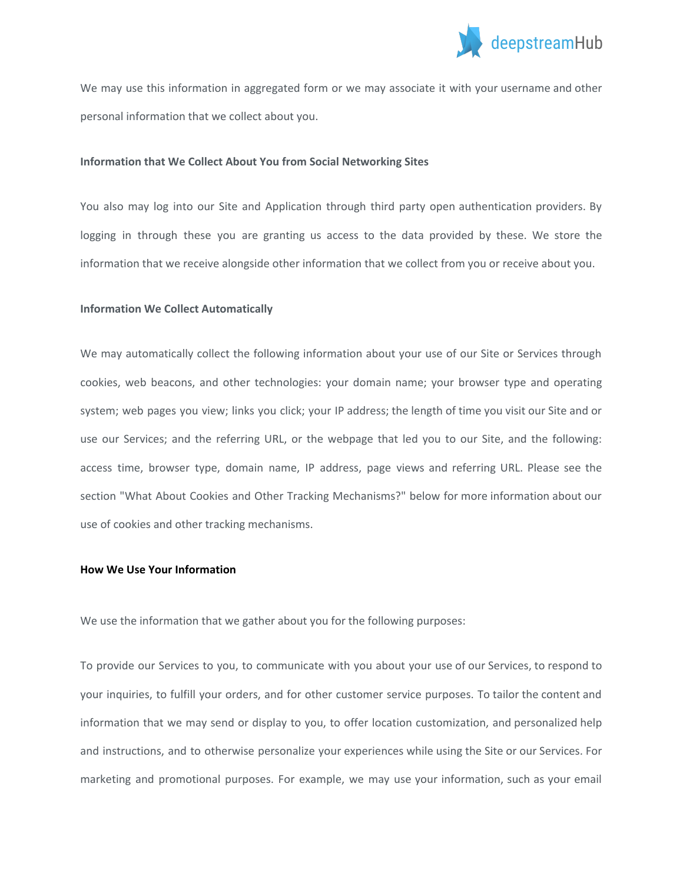We may use this information in aggregated form or we may associate it with your username and other personal information that we collect about you.

**Information that We Collect About You from Social Networking Sites**

You also may log into our Site and Application through third party open authentication providers. By logging in through these you are granting us access to the data provided by these. We store the information that we receive alongside other information that we collect from you or receive about you.

**Information We Collect Automatically**

We may automatically collect the following information about your use of our Site or Services through cookies, web beacons, and other technologies: your domain name; your browser type and operating system; web pages you view; links you click; your IP address; the length of time you visit our Site and or use our Services; and the referring URL, or the webpage that led you to our Site, and the following: access time, browser type, domain name, IP address, page views and referring URL. Please see the section "What About Cookies and Other Tracking Mechanisms?" below for more information about our use of cookies and other tracking mechanisms.

## How We Use Your Information

We use the information that we gather about you for the following purposes:

To provide our Services to you, to communicate with you about your use of our Services, to respond to your inquiries, to fulfill your orders, and for other customer service purposes. To tailor the content and information that we may send or display to you, to offer location customization, and personalized help and instructions, and to otherwise personalize your experiences while using the Site or our Services. For marketing and promotional purposes. For example, we may use your information, such as your email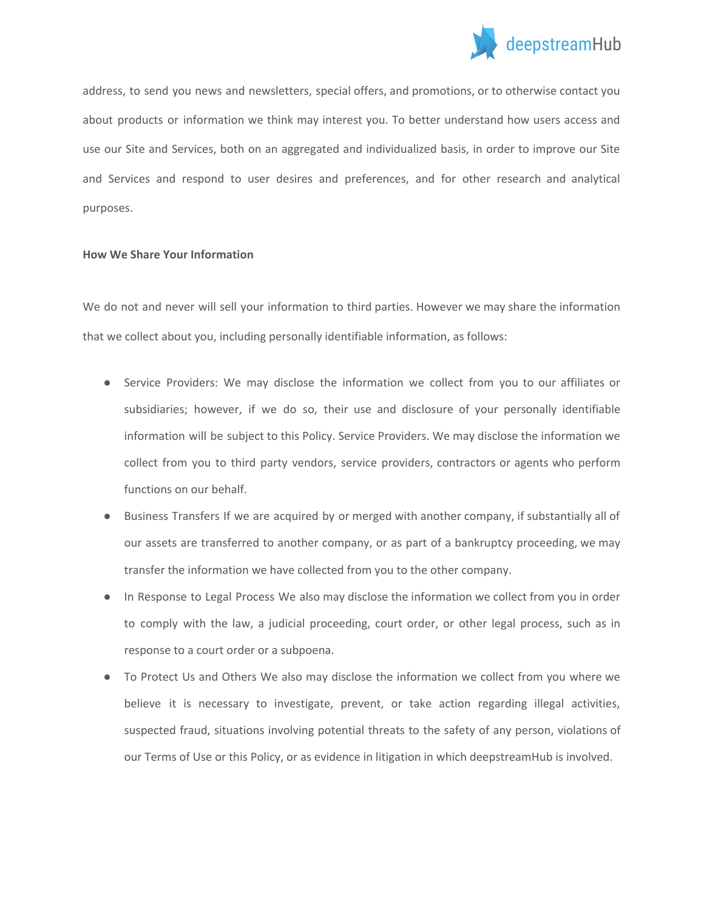address, to send you news and newsletters, special offers, and promotions, or to otherwise contact you about products or information we think may interest you. To better understand how users access and use our Site and Services, both on an aggregated and individualized basis, in order to improve our Site and Services and respond to user desires and preferences, and for other research and analytical purposes.

**How We Share Your Information**

We do not and never will sell your information to third parties. However we may share the information that we collect about you, including personally identifiable information, as follows:

- Service Providers: We may disclose the information we collect from you to our affiliates or subsidiaries; however, if we do so, their use and disclosure of your personally identifiable information will be subject to this Policy. Service Providers. We may disclose the information we collect from you to third party vendors, service providers, contractors or agents who perform functions on our behalf.
- Business Transfers If we are acquired by or merged with another company, if substantially all of our assets are transferred to another company, or as part of a bankruptcy proceeding, we may transfer the information we have collected from you to the other company.
- In Response to Legal Process We also may disclose the information we collect from you in order to comply with the law, a judicial proceeding, court order, or other legal process, such as in response to a court order or a subpoena.
- To Protect Us and Others We also may disclose the information we collect from you where we believe it is necessary to investigate, prevent, or take action regarding illegal activities, suspected fraud, situations involving potential threats to the safety of any person, violations of our Terms of Use or this Policy, or as evidence in litigation in which deepstreamHub is involved.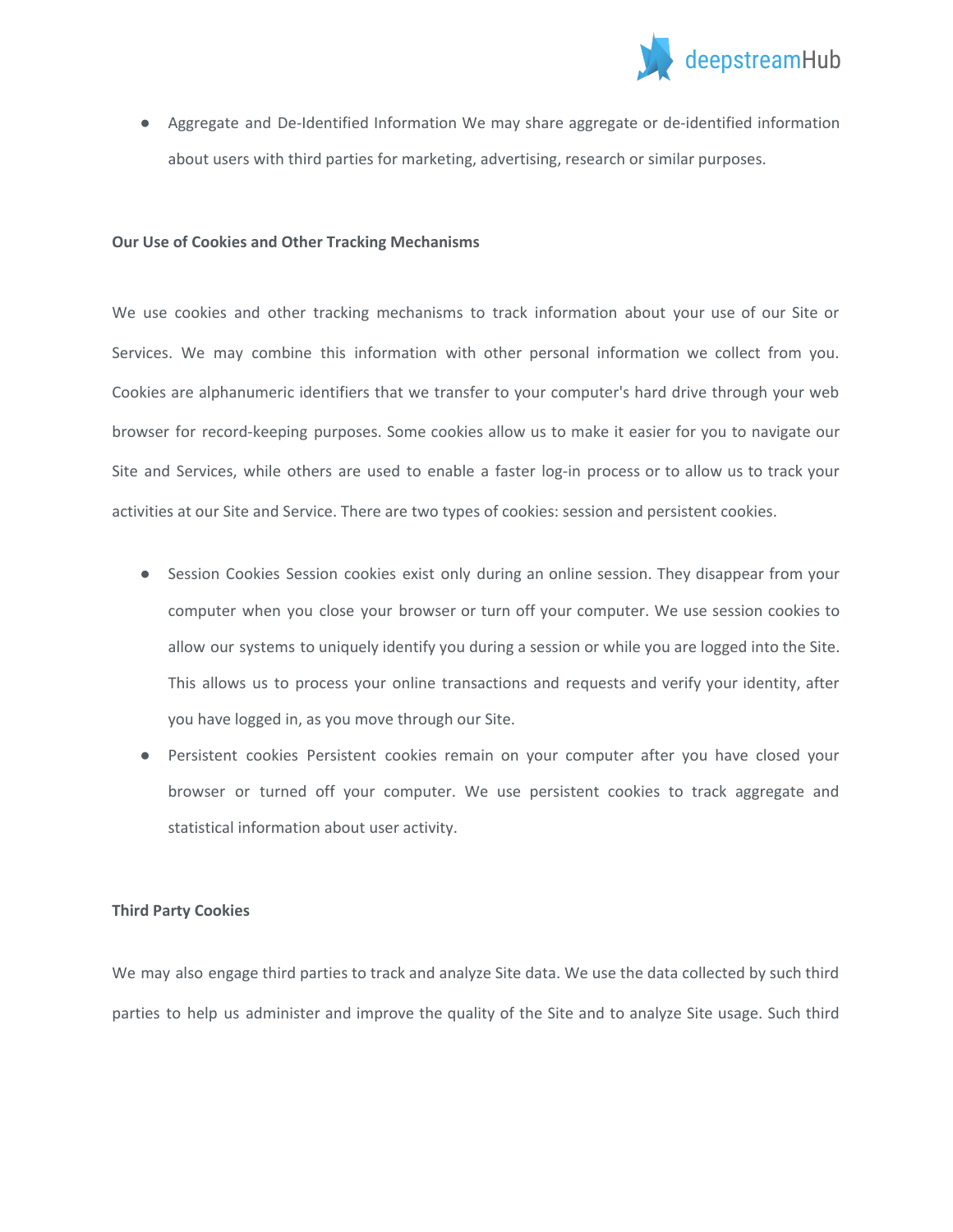- Aggregate and De-Identified Information We may share aggregate or de-identified information about users with third parties for marketing, advertising, research or similar purposes.

**Our Use of Cookies and Other Tracking Mechanisms**

We use cookies and other tracking mechanisms to track information about your use of our Site or Services. We may combine this information with other personal information we collect from you. Cookies are alphanumeric identifiers that we transfer to your computer's hard drive through your web browser for record-keeping purposes. Some cookies allow us to make it easier for you to navigate our Site and Services, while others are used to enable a faster log-in process or to allow us to track your activities at our Site and Service. There are two types of cookies: session and persistent cookies.

- Session Cookies Session cookies exist only during an online session. They disappear from your computer when you close your browser or turn off your computer. We use session cookies to allow our systems to uniquely identify you during a session or while you are logged into the Site. This allows us to process your online transactions and requests and verify your identity, after you have logged in, as you move through our Site.
- Persistent cookies Persistent cookies remain on your computer after you have closed your browser or turned off your computer. We use persistent cookies to track aggregate and statistical information about user activity.

**Third Party Cookies**

We may also engage third parties to track and analyze Site data. We use the data collected by such third parties to help us administer and improve the quality of the Site and to analyze Site usage. Such third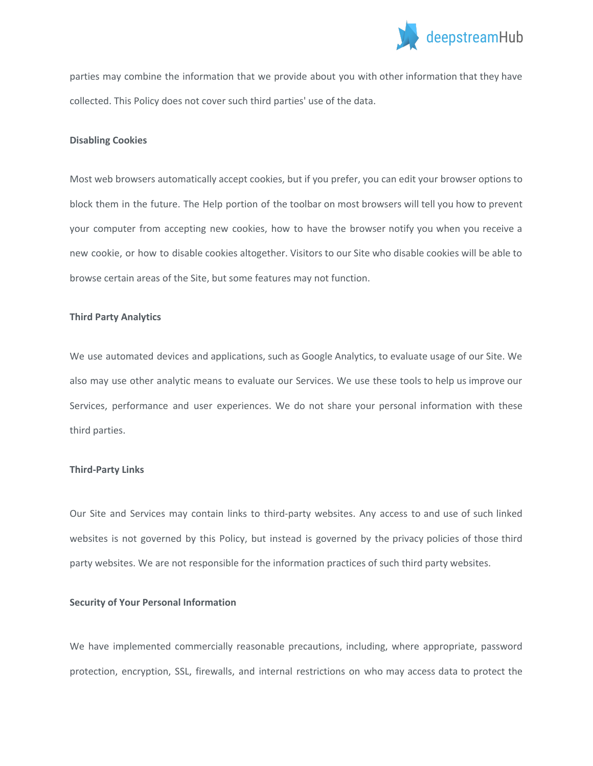parties may combine the information that we provide about you with other information that they have collected. This Policy does not cover such third parties' use of the data.

**Disabling Cookies**

Most web browsers automatically accept cookies, but if you prefer, you can edit your browser options to block them in the future. The Help portion of the toolbar on most browsers will tell you how to prevent your computer from accepting new cookies, how to have the browser notify you when you receive a new cookie, or how to disable cookies altogether. Visitors to our Site who disable cookies will be able to browse certain areas of the Site, but some features may not function.

**Third Party Analytics**

We use automated devices and applications, such as Google Analytics, to evaluate usage of our Site. We also may use other analytic means to evaluate our Services. We use these tools to help us improve our Services, performance and user experiences. We do not share your personal information with these third parties.

**Third-Party Links**

Our Site and Services may contain links to third-party websites. Any access to and use of such linked websites is not governed by this Policy, but instead is governed by the privacy policies of those third party websites. We are not responsible for the information practices of such third party websites.

**Security of Your Personal Information**

We have implemented commercially reasonable precautions, including, where appropriate, password protection, encryption, SSL, firewalls, and internal restrictions on who may access data to protect the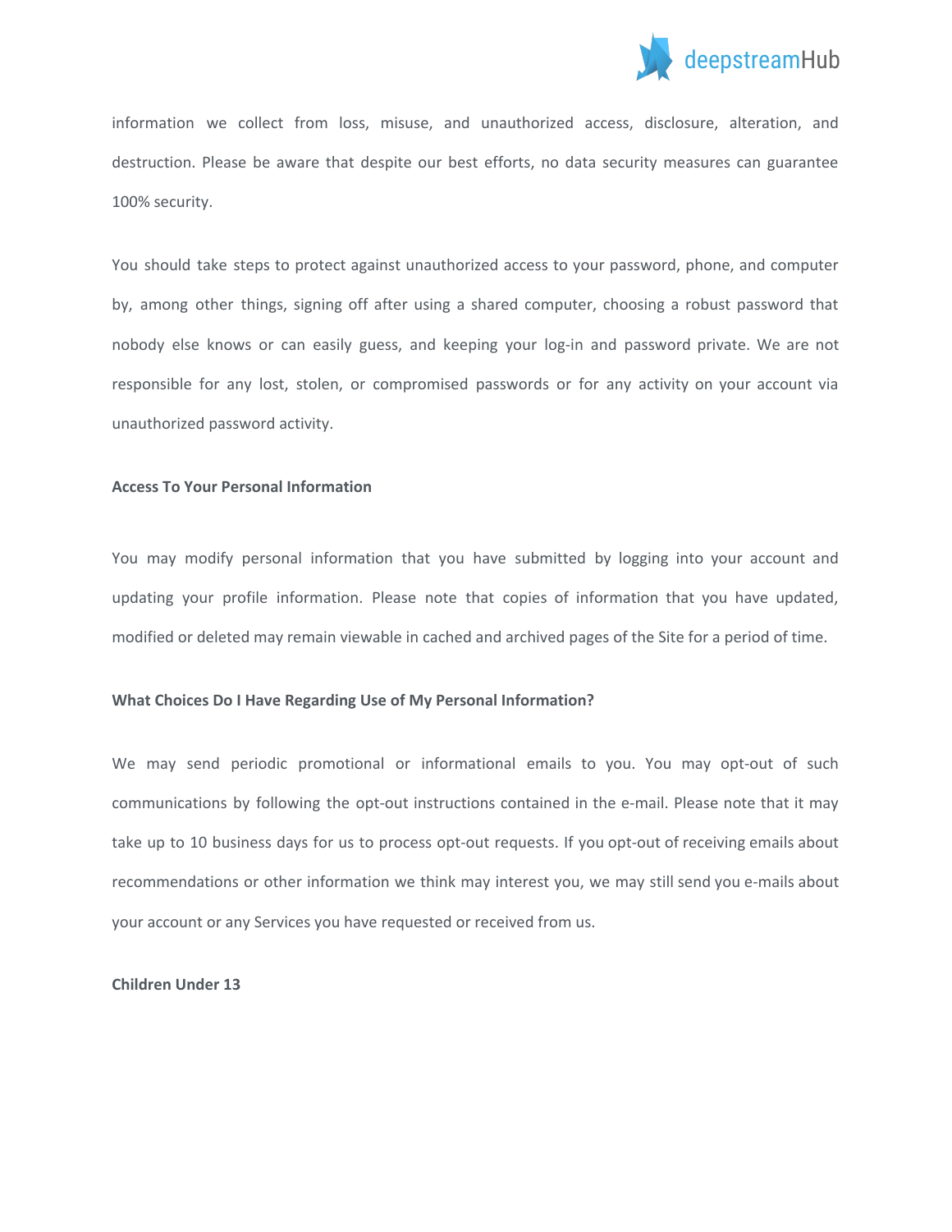information we collect from loss, misuse, and unauthorized access, disclosure, alteration, and destruction. Please be aware that despite our best efforts, no data security measures can guarantee 100% security.

You should take steps to protect against unauthorized access to your password, phone, and computer by, among other things, signing off after using a shared computer, choosing a robust password that nobody else knows or can easily guess, and keeping your log-in and password private. We are not responsible for any lost, stolen, or compromised passwords or for any activity on your account via unauthorized password activity.

**Access To Your Personal Information**

You may modify personal information that you have submitted by logging into your account and updating your profile information. Please note that copies of information that you have updated, modified or deleted may remain viewable in cached and archived pages of the Site for a period of time.

**What Choices Do I Have Regarding Use of My Personal Information?**

We may send periodic promotional or informational emails to you. You may opt-out of such communications by following the opt-out instructions contained in the e-mail. Please note that it may take up to 10 business days for us to process opt-out requests. If you opt-out of receiving emails about recommendations or other information we think may interest you, we may still send you e-mails about your account or any Services you have requested or received from us.

**Children Under 13**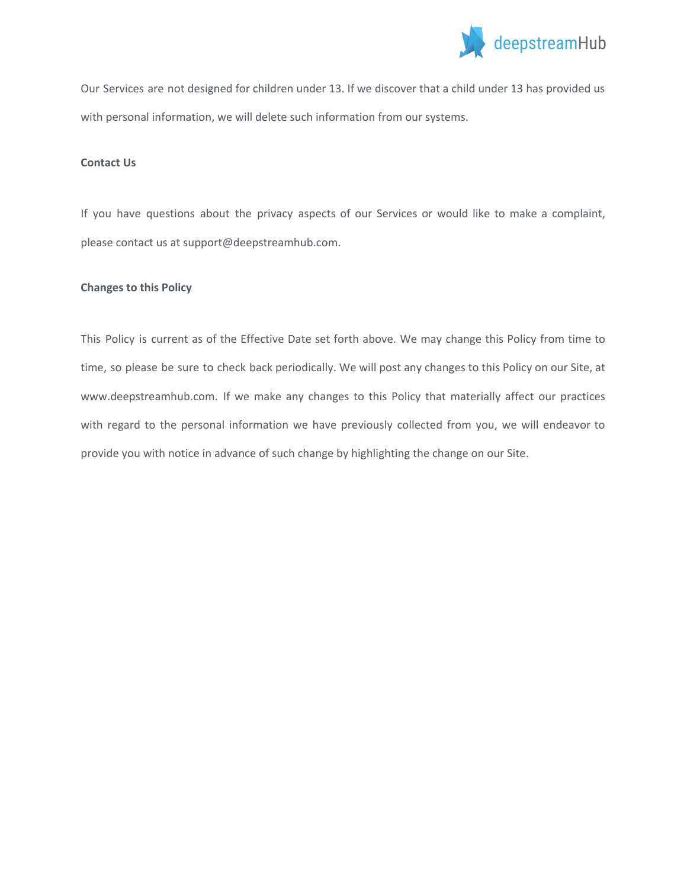Our Services are not designed for children under 13. If we discover that a child under 13 has provided us with personal information, we will delete such information from our systems.

**Contact Us**

If you have questions about the privacy aspects of our Services or would like to make a complaint, please contact us at support@deepstreamhub.com.

**Changes to this Policy**

This Policy is current as of the Effective Date set forth above. We may change this Policy from time to time, so please be sure to check back periodically. We will post any changes to this Policy on our Site, at www.deepstreamhub.com. If we make any changes to this Policy that materially affect our practices with regard to the personal information we have previously collected from you, we will endeavor to provide you with notice in advance of such change by highlighting the change on our Site.